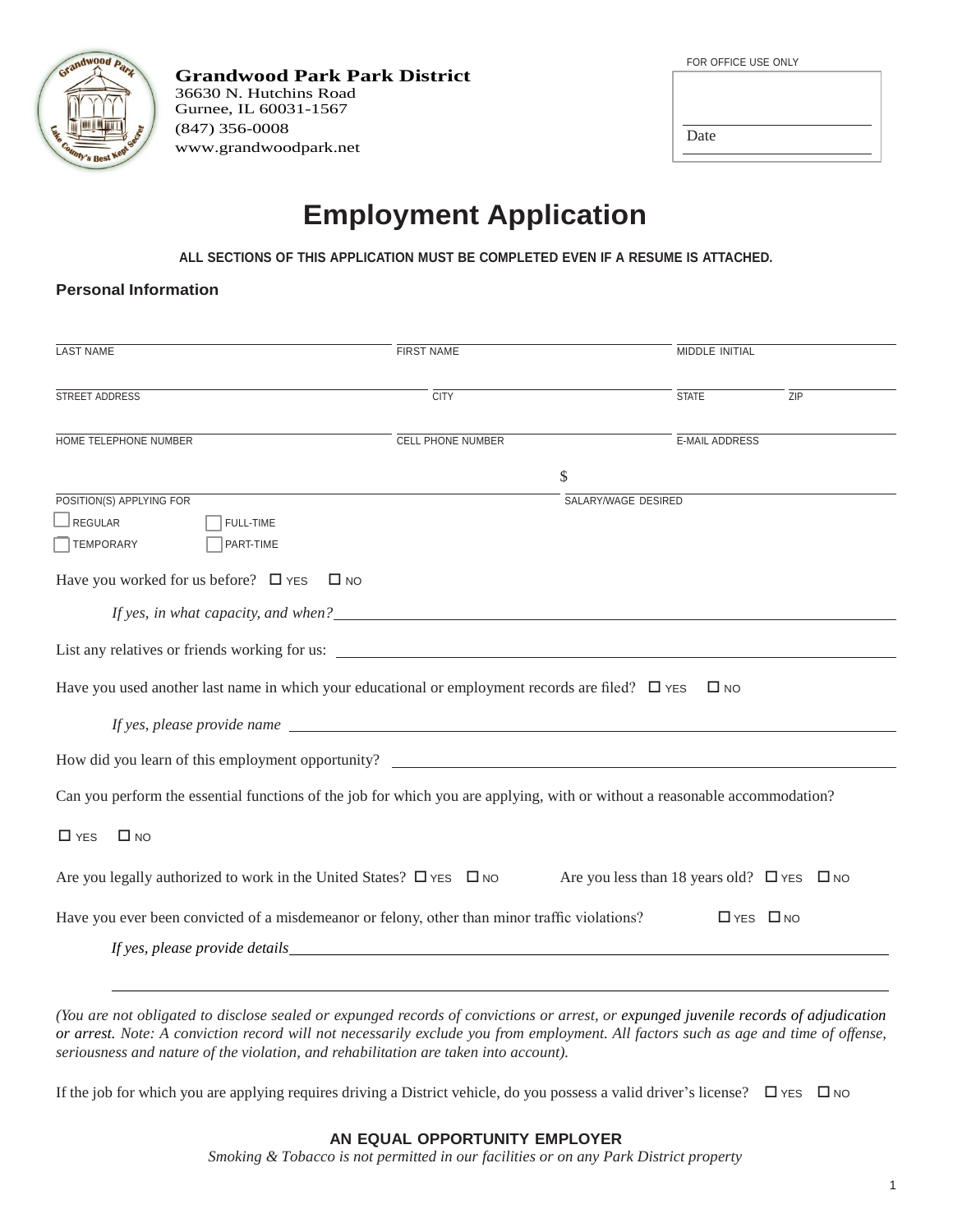**Grandwood Park Park District**
36630 N. Hutchins Road
Gurnee, IL 60031-1567
(847) 356-0008
www.grandwoodpark.net

FOR OFFICE USE ONLY

Date

# Employment Application

**ALL SECTIONS OF THIS APPLICATION MUST BE COMPLETED EVEN IF A RESUME IS ATTACHED.**

## Personal Information

LAST NAME ______ FIRST NAME ______ MIDDLE INITIAL ______

STREET ADDRESS ______ CITY ______ STATE ______ ZIP ______

HOME TELEPHONE NUMBER ______ CELL PHONE NUMBER ______ E-MAIL ADDRESS ______

POSITION(S) APPLYING FOR ______ SALARY/WAGE DESIRED $ ______

☐ REGULAR ☐ FULL-TIME
☐ TEMPORARY ☐ PART-TIME

Have you worked for us before? ☐ YES ☐ NO

*If yes, in what capacity, and when?* ______

List any relatives or friends working for us: ______

Have you used another last name in which your educational or employment records are filed? ☐ YES ☐ NO

*If yes, please provide name* ______

How did you learn of this employment opportunity? ______

Can you perform the essential functions of the job for which you are applying, with or without a reasonable accommodation?

☐ YES ☐ NO

Are you legally authorized to work in the United States? ☐ YES ☐ NO Are you less than 18 years old? ☐ YES ☐ NO

Have you ever been convicted of a misdemeanor or felony, other than minor traffic violations? ☐ YES ☐ NO

*If yes, please provide details* ______

*(You are not obligated to disclose sealed or expunged records of convictions or arrest, or expunged juvenile records of adjudication or arrest. Note: A conviction record will not necessarily exclude you from employment. All factors such as age and time of offense, seriousness and nature of the violation, and rehabilitation are taken into account).*

If the job for which you are applying requires driving a District vehicle, do you possess a valid driver's license? ☐ YES ☐ NO

**AN EQUAL OPPORTUNITY EMPLOYER**

*Smoking & Tobacco is not permitted in our facilities or on any Park District property*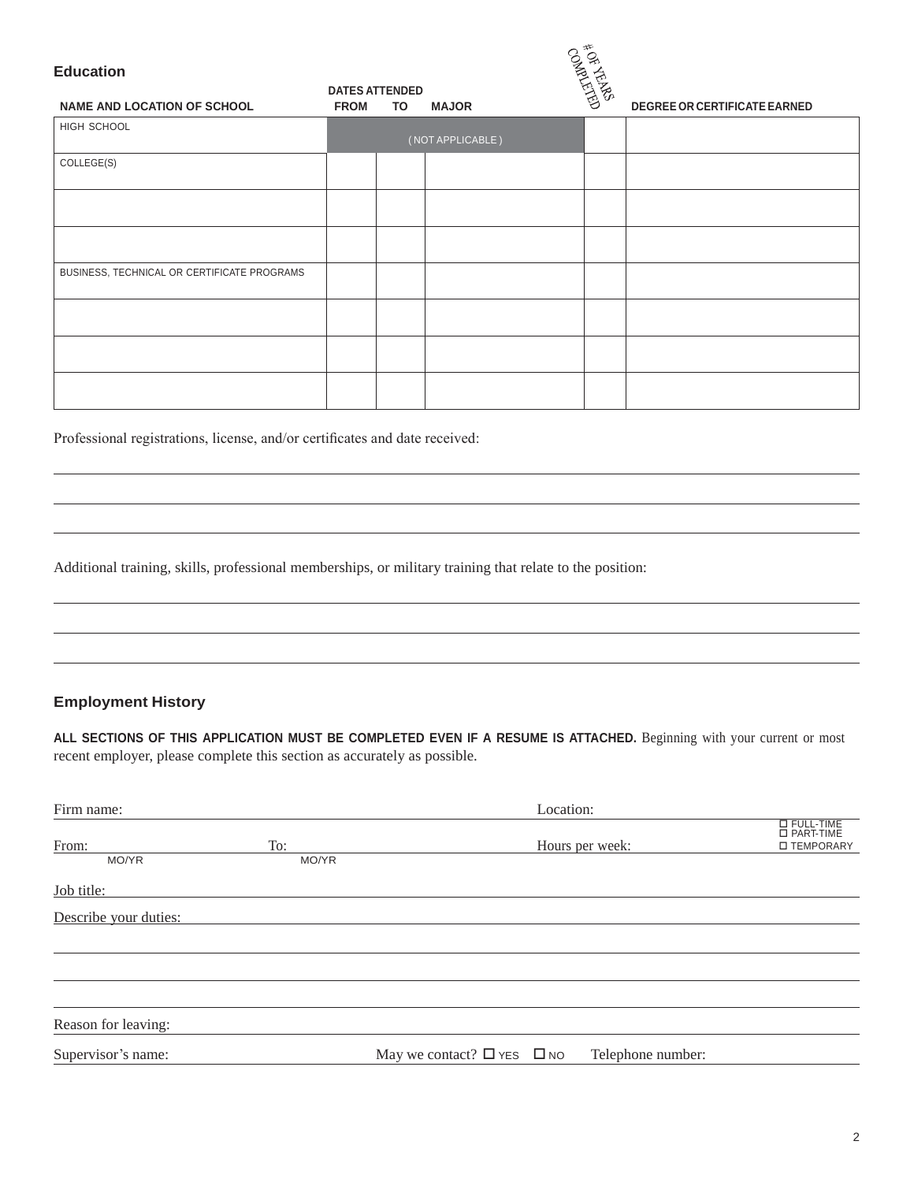## Education

| NAME AND LOCATION OF SCHOOL | DATES ATTENDED FROM | TO | MAJOR | # OF YEARS COMPLETED | DEGREE OR CERTIFICATE EARNED |
|---|---|---|---|---|---|
| HIGH SCHOOL | ( NOT APPLICABLE ) | | | | |
| COLLEGE(S) | | | | | |
| | | | | | |
| | | | | | |
| BUSINESS, TECHNICAL OR CERTIFICATE PROGRAMS | | | | | |
| | | | | | |
| | | | | | |
| | | | | | |

Professional registrations, license, and/or certificates and date received:

______________________________________________________________________

______________________________________________________________________

______________________________________________________________________

Additional training, skills, professional memberships, or military training that relate to the position:

______________________________________________________________________

______________________________________________________________________

______________________________________________________________________

## Employment History

**ALL SECTIONS OF THIS APPLICATION MUST BE COMPLETED EVEN IF A RESUME IS ATTACHED.** Beginning with your current or most recent employer, please complete this section as accurately as possible.

Firm name: ______________________________ Location: ______________________________

From: ____________ (MO/YR) To: ____________ (MO/YR) Hours per week: ____________ ☐ FULL-TIME ☐ PART-TIME ☐ TEMPORARY

Job title: ______________________________________________________________________

Describe your duties: ______________________________________________________________________

______________________________________________________________________

______________________________________________________________________

______________________________________________________________________

Reason for leaving: ______________________________________________________________________

Supervisor's name: ______________________ May we contact? ☐ YES ☐ NO Telephone number: ______________________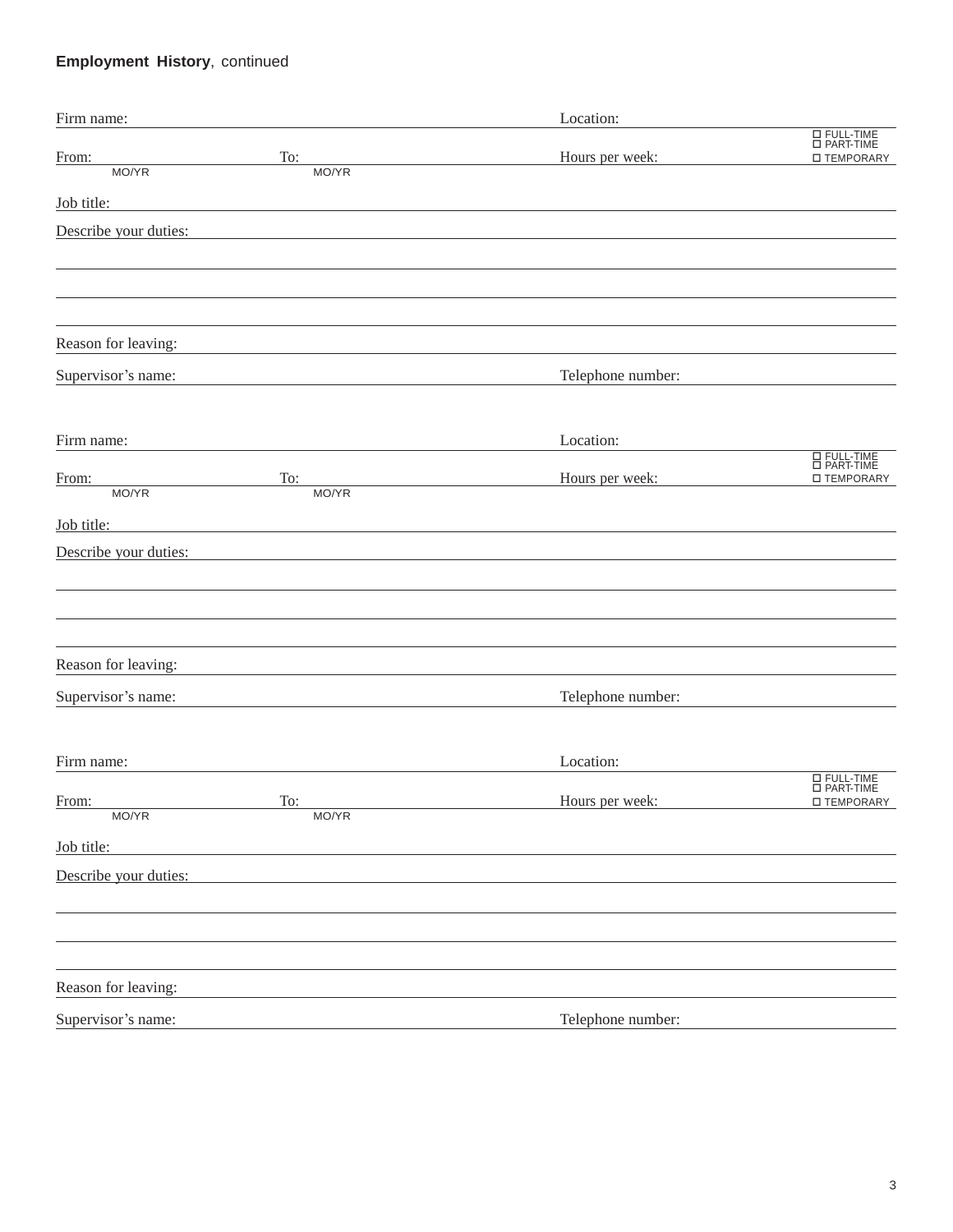**Employment History**, continued

Firm name: \_\_\_\_\_\_\_\_\_\_\_\_\_\_\_\_\_\_\_\_\_\_\_\_\_\_\_\_\_\_ Location: \_\_\_\_\_\_\_\_\_\_\_\_\_\_\_\_\_\_\_\_

From: \_\_\_\_\_\_\_\_\_\_ (MO/YR) To: \_\_\_\_\_\_\_\_\_\_ (MO/YR) Hours per week: \_\_\_\_\_\_\_\_ ☐ FULL-TIME ☐ PART-TIME ☐ TEMPORARY

Job title: \_\_\_\_\_\_\_\_\_\_\_\_\_\_\_\_\_\_\_\_\_\_\_\_\_\_\_\_\_\_\_\_\_\_\_\_\_\_\_\_\_\_\_\_\_\_\_\_\_\_

Describe your duties: \_\_\_\_\_\_\_\_\_\_\_\_\_\_\_\_\_\_\_\_\_\_\_\_\_\_\_\_\_\_\_\_\_\_\_\_\_\_\_\_\_\_

\_\_\_\_\_\_\_\_\_\_\_\_\_\_\_\_\_\_\_\_\_\_\_\_\_\_\_\_\_\_\_\_\_\_\_\_\_\_\_\_\_\_\_\_\_\_\_\_\_\_\_\_\_\_\_\_\_\_\_\_

\_\_\_\_\_\_\_\_\_\_\_\_\_\_\_\_\_\_\_\_\_\_\_\_\_\_\_\_\_\_\_\_\_\_\_\_\_\_\_\_\_\_\_\_\_\_\_\_\_\_\_\_\_\_\_\_\_\_\_\_

\_\_\_\_\_\_\_\_\_\_\_\_\_\_\_\_\_\_\_\_\_\_\_\_\_\_\_\_\_\_\_\_\_\_\_\_\_\_\_\_\_\_\_\_\_\_\_\_\_\_\_\_\_\_\_\_\_\_\_\_

Reason for leaving: \_\_\_\_\_\_\_\_\_\_\_\_\_\_\_\_\_\_\_\_\_\_\_\_\_\_\_\_\_\_\_\_\_\_\_\_\_\_\_\_\_\_\_\_

Supervisor’s name: \_\_\_\_\_\_\_\_\_\_\_\_\_\_\_\_\_\_\_\_\_\_\_\_\_\_ Telephone number: \_\_\_\_\_\_\_\_\_\_\_\_\_\_\_\_

Firm name: \_\_\_\_\_\_\_\_\_\_\_\_\_\_\_\_\_\_\_\_\_\_\_\_\_\_\_\_\_\_ Location: \_\_\_\_\_\_\_\_\_\_\_\_\_\_\_\_\_\_\_\_

From: \_\_\_\_\_\_\_\_\_\_ (MO/YR) To: \_\_\_\_\_\_\_\_\_\_ (MO/YR) Hours per week: \_\_\_\_\_\_\_\_ ☐ FULL-TIME ☐ PART-TIME ☐ TEMPORARY

Job title: \_\_\_\_\_\_\_\_\_\_\_\_\_\_\_\_\_\_\_\_\_\_\_\_\_\_\_\_\_\_\_\_\_\_\_\_\_\_\_\_\_\_\_\_\_\_\_\_\_\_

Describe your duties: \_\_\_\_\_\_\_\_\_\_\_\_\_\_\_\_\_\_\_\_\_\_\_\_\_\_\_\_\_\_\_\_\_\_\_\_\_\_\_\_\_\_

\_\_\_\_\_\_\_\_\_\_\_\_\_\_\_\_\_\_\_\_\_\_\_\_\_\_\_\_\_\_\_\_\_\_\_\_\_\_\_\_\_\_\_\_\_\_\_\_\_\_\_\_\_\_\_\_\_\_\_\_

\_\_\_\_\_\_\_\_\_\_\_\_\_\_\_\_\_\_\_\_\_\_\_\_\_\_\_\_\_\_\_\_\_\_\_\_\_\_\_\_\_\_\_\_\_\_\_\_\_\_\_\_\_\_\_\_\_\_\_\_

\_\_\_\_\_\_\_\_\_\_\_\_\_\_\_\_\_\_\_\_\_\_\_\_\_\_\_\_\_\_\_\_\_\_\_\_\_\_\_\_\_\_\_\_\_\_\_\_\_\_\_\_\_\_\_\_\_\_\_\_

Reason for leaving: \_\_\_\_\_\_\_\_\_\_\_\_\_\_\_\_\_\_\_\_\_\_\_\_\_\_\_\_\_\_\_\_\_\_\_\_\_\_\_\_\_\_\_\_

Supervisor’s name: \_\_\_\_\_\_\_\_\_\_\_\_\_\_\_\_\_\_\_\_\_\_\_\_\_\_ Telephone number: \_\_\_\_\_\_\_\_\_\_\_\_\_\_\_\_

Firm name: \_\_\_\_\_\_\_\_\_\_\_\_\_\_\_\_\_\_\_\_\_\_\_\_\_\_\_\_\_\_ Location: \_\_\_\_\_\_\_\_\_\_\_\_\_\_\_\_\_\_\_\_

From: \_\_\_\_\_\_\_\_\_\_ (MO/YR) To: \_\_\_\_\_\_\_\_\_\_ (MO/YR) Hours per week: \_\_\_\_\_\_\_\_ ☐ FULL-TIME ☐ PART-TIME ☐ TEMPORARY

Job title: \_\_\_\_\_\_\_\_\_\_\_\_\_\_\_\_\_\_\_\_\_\_\_\_\_\_\_\_\_\_\_\_\_\_\_\_\_\_\_\_\_\_\_\_\_\_\_\_\_\_

Describe your duties: \_\_\_\_\_\_\_\_\_\_\_\_\_\_\_\_\_\_\_\_\_\_\_\_\_\_\_\_\_\_\_\_\_\_\_\_\_\_\_\_\_\_

\_\_\_\_\_\_\_\_\_\_\_\_\_\_\_\_\_\_\_\_\_\_\_\_\_\_\_\_\_\_\_\_\_\_\_\_\_\_\_\_\_\_\_\_\_\_\_\_\_\_\_\_\_\_\_\_\_\_\_\_

\_\_\_\_\_\_\_\_\_\_\_\_\_\_\_\_\_\_\_\_\_\_\_\_\_\_\_\_\_\_\_\_\_\_\_\_\_\_\_\_\_\_\_\_\_\_\_\_\_\_\_\_\_\_\_\_\_\_\_\_

\_\_\_\_\_\_\_\_\_\_\_\_\_\_\_\_\_\_\_\_\_\_\_\_\_\_\_\_\_\_\_\_\_\_\_\_\_\_\_\_\_\_\_\_\_\_\_\_\_\_\_\_\_\_\_\_\_\_\_\_

Reason for leaving: \_\_\_\_\_\_\_\_\_\_\_\_\_\_\_\_\_\_\_\_\_\_\_\_\_\_\_\_\_\_\_\_\_\_\_\_\_\_\_\_\_\_\_\_

Supervisor’s name: \_\_\_\_\_\_\_\_\_\_\_\_\_\_\_\_\_\_\_\_\_\_\_\_\_\_ Telephone number: \_\_\_\_\_\_\_\_\_\_\_\_\_\_\_\_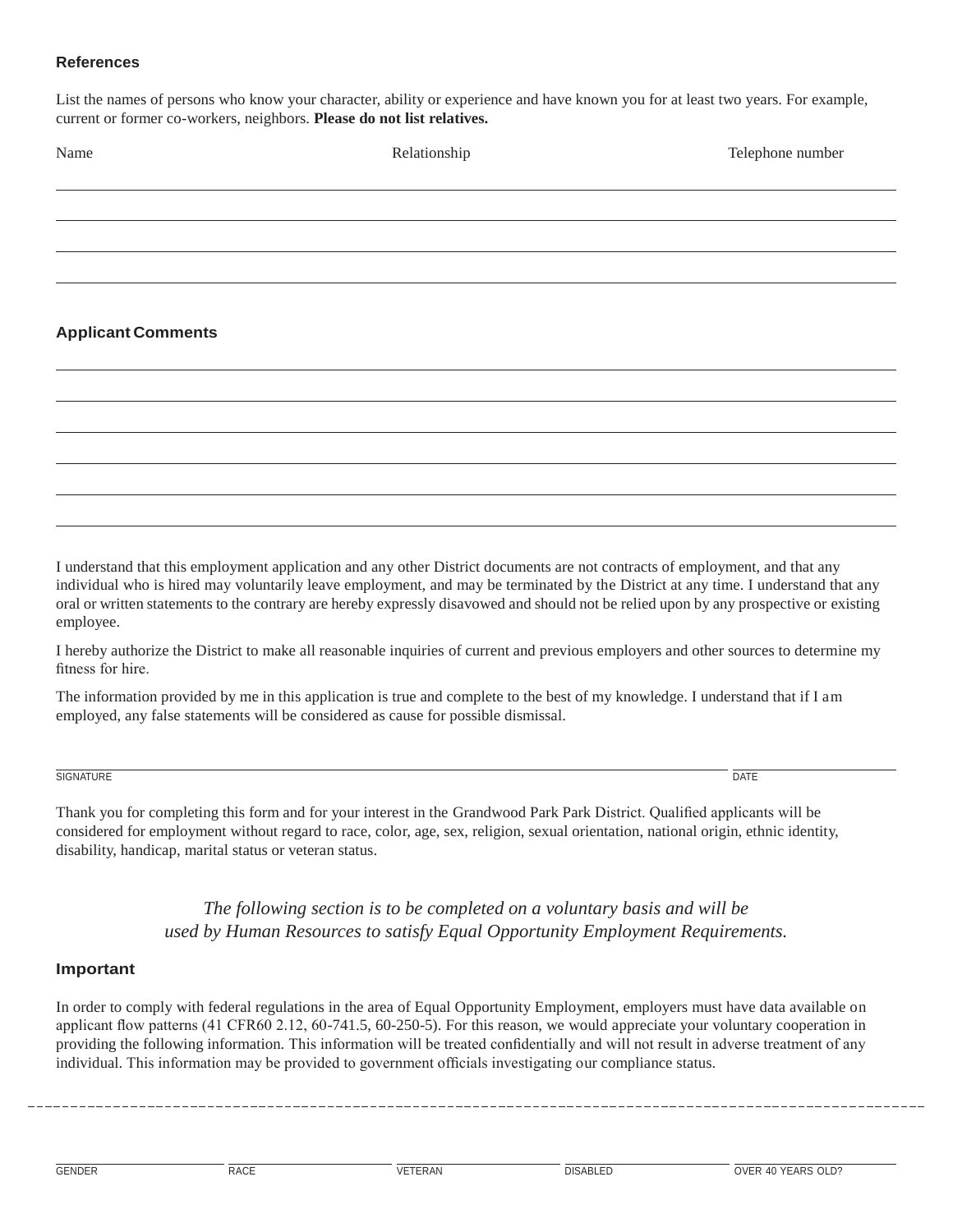## References

List the names of persons who know your character, ability or experience and have known you for at least two years. For example, current or former co-workers, neighbors. **Please do not list relatives.**

| Name | Relationship | Telephone number |
| --- | --- | --- |
| | | |
| | | |
| | | |
| | | |

## Applicant Comments

______________________________________________________________________

______________________________________________________________________

______________________________________________________________________

______________________________________________________________________

______________________________________________________________________

______________________________________________________________________

I understand that this employment application and any other District documents are not contracts of employment, and that any individual who is hired may voluntarily leave employment, and may be terminated by the District at any time. I understand that any oral or written statements to the contrary are hereby expressly disavowed and should not be relied upon by any prospective or existing employee.

I hereby authorize the District to make all reasonable inquiries of current and previous employers and other sources to determine my fitness for hire.

The information provided by me in this application is true and complete to the best of my knowledge. I understand that if I am employed, any false statements will be considered as cause for possible dismissal.

| SIGNATURE | DATE |
| --- | --- |
| | |

Thank you for completing this form and for your interest in the Grandwood Park Park District. Qualified applicants will be considered for employment without regard to race, color, age, sex, religion, sexual orientation, national origin, ethnic identity, disability, handicap, marital status or veteran status.

*The following section is to be completed on a voluntary basis and will be used by Human Resources to satisfy Equal Opportunity Employment Requirements.*

## Important

In order to comply with federal regulations in the area of Equal Opportunity Employment, employers must have data available on applicant flow patterns (41 CFR60 2.12, 60-741.5, 60-250-5). For this reason, we would appreciate your voluntary cooperation in providing the following information. This information will be treated confidentially and will not result in adverse treatment of any individual. This information may be provided to government officials investigating our compliance status.

---

| GENDER | RACE | VETERAN | DISABLED | OVER 40 YEARS OLD? |
| --- | --- | --- | --- | --- |
| | | | | |